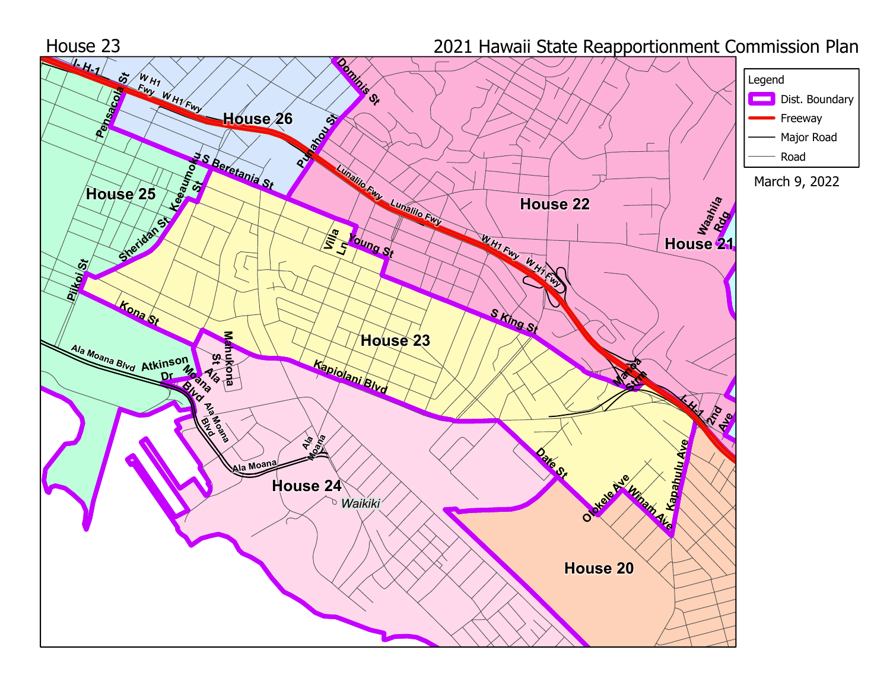House 23

2021 Hawaii State Reapportionment Commission Plan

Legend

- Dist. Boundary
- Freeway
- Major Road
- Road

March 9, 2022

House 20

House 21

House 22

House 23

House 24

House 25

House 26

Waikiki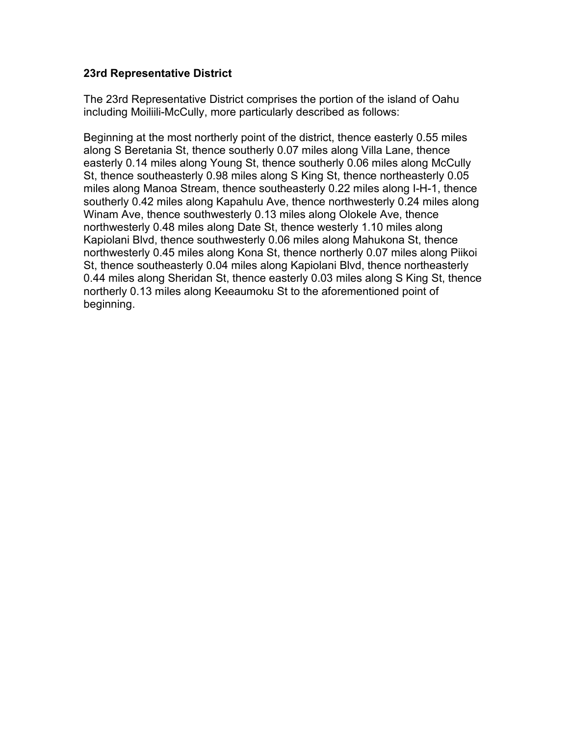**23rd Representative District**

The 23rd Representative District comprises the portion of the island of Oahu including Moiliili-McCully, more particularly described as follows:

Beginning at the most northerly point of the district, thence easterly 0.55 miles along S Beretania St, thence southerly 0.07 miles along Villa Lane, thence easterly 0.14 miles along Young St, thence southerly 0.06 miles along McCully St, thence southeasterly 0.98 miles along S King St, thence northeasterly 0.05 miles along Manoa Stream, thence southeasterly 0.22 miles along I-H-1, thence southerly 0.42 miles along Kapahulu Ave, thence northwesterly 0.24 miles along Winam Ave, thence southwesterly 0.13 miles along Olokele Ave, thence northwesterly 0.48 miles along Date St, thence westerly 1.10 miles along Kapiolani Blvd, thence southwesterly 0.06 miles along Mahukona St, thence northwesterly 0.45 miles along Kona St, thence northerly 0.07 miles along Piikoi St, thence southeasterly 0.04 miles along Kapiolani Blvd, thence northeasterly 0.44 miles along Sheridan St, thence easterly 0.03 miles along S King St, thence northerly 0.13 miles along Keeaumoku St to the aforementioned point of beginning.